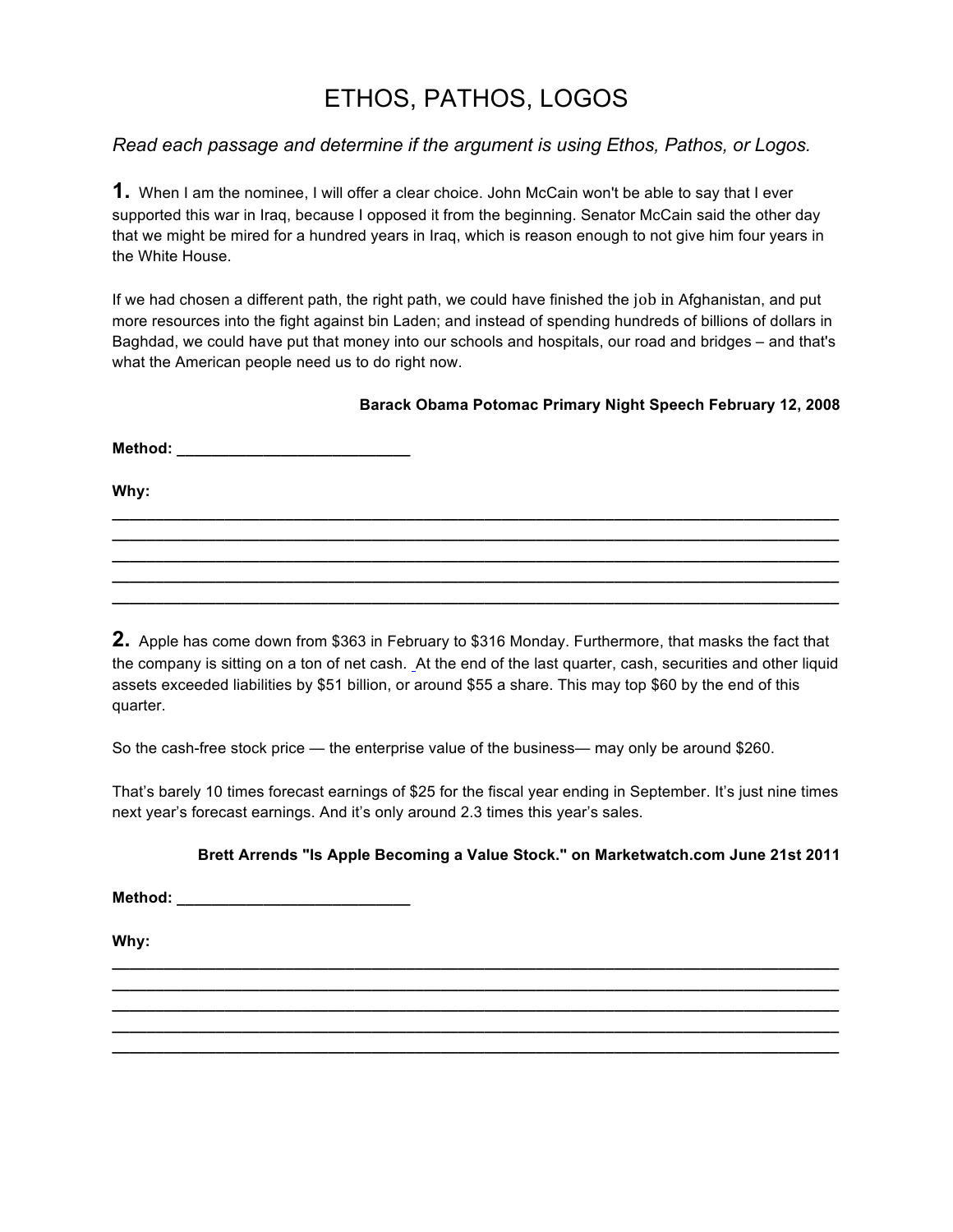# ETHOS, PATHOS, LOGOS

*Read each passage and determine if the argument is using Ethos, Pathos, or Logos.*

**1.** When I am the nominee, I will offer a clear choice. John McCain won't be able to say that I ever supported this war in Iraq, because I opposed it from the beginning. Senator McCain said the other day that we might be mired for a hundred years in Iraq, which is reason enough to not give him four years in the White House.

If we had chosen a different path, the right path, we could have finished the job in Afghanistan, and put more resources into the fight against bin Laden; and instead of spending hundreds of billions of dollars in Baghdad, we could have put that money into our schools and hospitals, our road and bridges – and that's what the American people need us to do right now.

**Barack Obama Potomac Primary Night Speech February 12, 2008**

**Method: ___________________________**

**Why:**

_____________________________________________________________________________
_____________________________________________________________________________
_____________________________________________________________________________
_____________________________________________________________________________
_____________________________________________________________________________

**2.** Apple has come down from $363 in February to $316 Monday. Furthermore, that masks the fact that the company is sitting on a ton of net cash. At the end of the last quarter, cash, securities and other liquid assets exceeded liabilities by $51 billion, or around $55 a share. This may top $60 by the end of this quarter.

So the cash-free stock price — the enterprise value of the business— may only be around $260.

That's barely 10 times forecast earnings of $25 for the fiscal year ending in September. It's just nine times next year's forecast earnings. And it's only around 2.3 times this year's sales.

**Brett Arrends "Is Apple Becoming a Value Stock." on Marketwatch.com June 21st 2011**

**Method: ___________________________**

**Why:**

_____________________________________________________________________________
_____________________________________________________________________________
_____________________________________________________________________________
_____________________________________________________________________________
_____________________________________________________________________________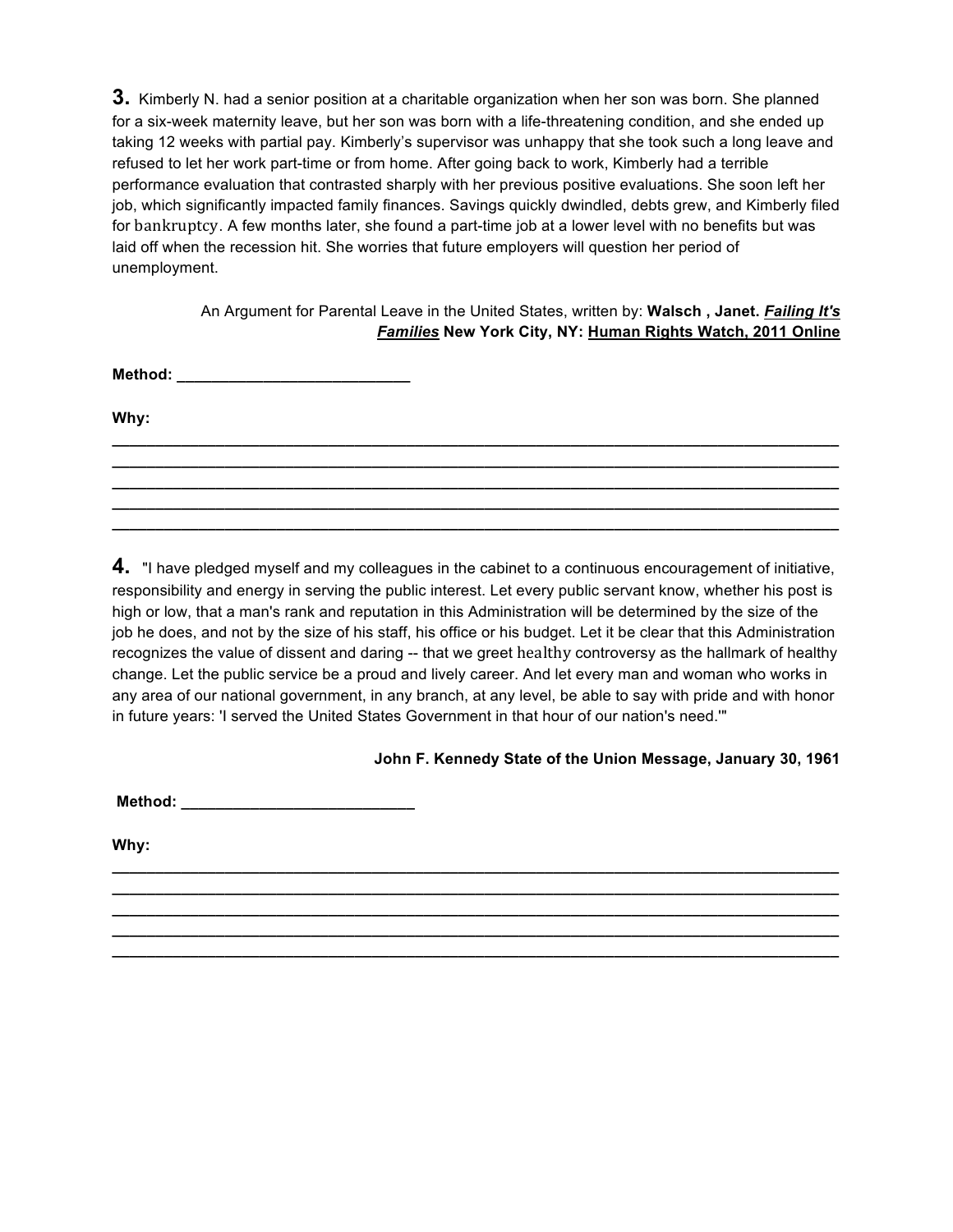**3.** Kimberly N. had a senior position at a charitable organization when her son was born. She planned for a six-week maternity leave, but her son was born with a life-threatening condition, and she ended up taking 12 weeks with partial pay. Kimberly's supervisor was unhappy that she took such a long leave and refused to let her work part-time or from home. After going back to work, Kimberly had a terrible performance evaluation that contrasted sharply with her previous positive evaluations. She soon left her job, which significantly impacted family finances. Savings quickly dwindled, debts grew, and Kimberly filed for bankruptcy. A few months later, she found a part-time job at a lower level with no benefits but was laid off when the recession hit. She worries that future employers will question her period of unemployment.

An Argument for Parental Leave in the United States, written by: **Walsch , Janet. *<u>Failing It's Families</u>* New York City, NY: <u>Human Rights Watch, 2011 Online</u>**

**Method:** ___________________________

**Why:**

______________________________________________________________________________________
______________________________________________________________________________________
______________________________________________________________________________________
______________________________________________________________________________________
______________________________________________________________________________________

**4.** "I have pledged myself and my colleagues in the cabinet to a continuous encouragement of initiative, responsibility and energy in serving the public interest. Let every public servant know, whether his post is high or low, that a man's rank and reputation in this Administration will be determined by the size of the job he does, and not by the size of his staff, his office or his budget. Let it be clear that this Administration recognizes the value of dissent and daring -- that we greet healthy controversy as the hallmark of healthy change. Let the public service be a proud and lively career. And let every man and woman who works in any area of our national government, in any branch, at any level, be able to say with pride and with honor in future years: 'I served the United States Government in that hour of our nation's need.'"

**John F. Kennedy State of the Union Message, January 30, 1961**

**Method:** ___________________________

**Why:**

______________________________________________________________________________________
______________________________________________________________________________________
______________________________________________________________________________________
______________________________________________________________________________________
______________________________________________________________________________________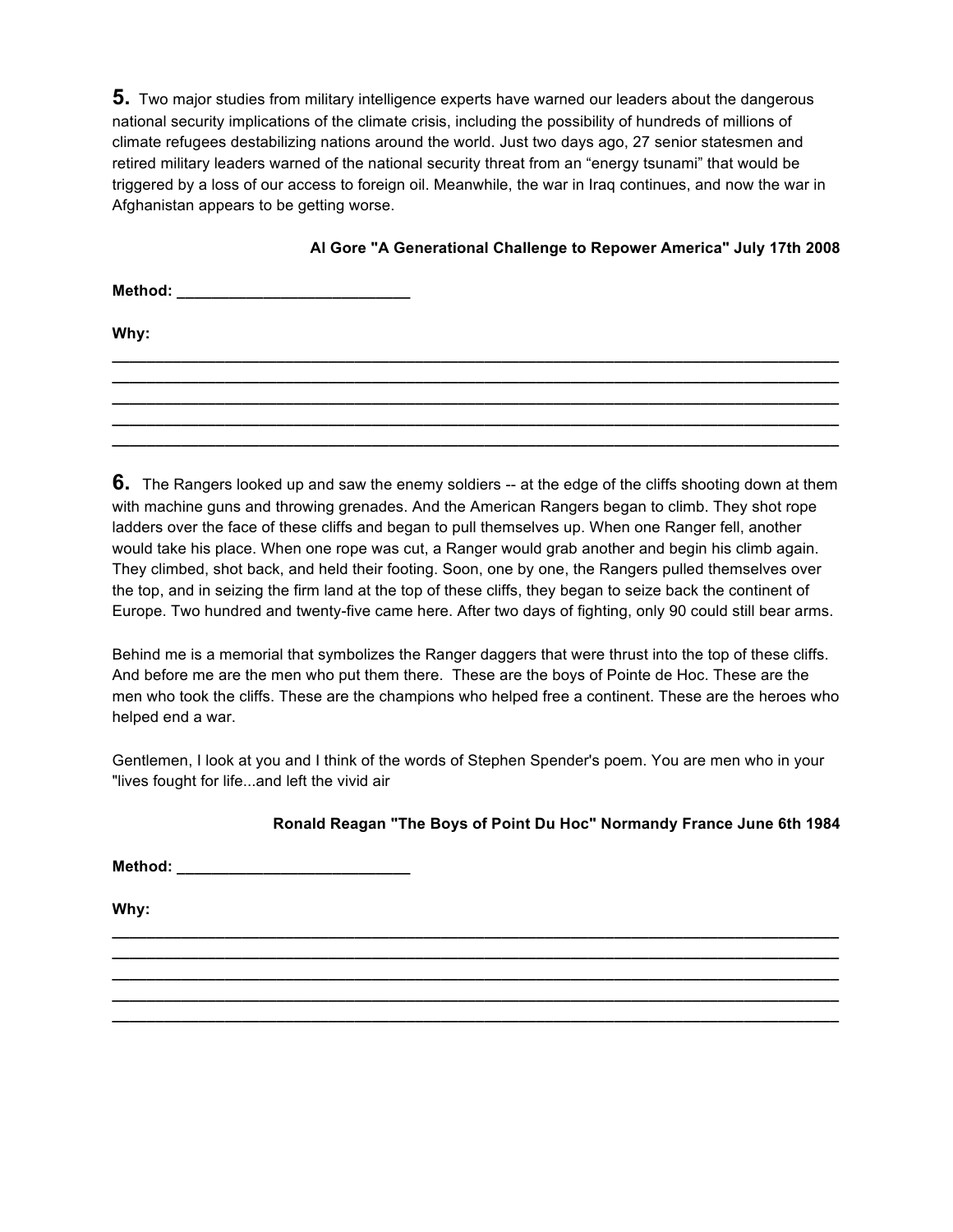**5.** Two major studies from military intelligence experts have warned our leaders about the dangerous national security implications of the climate crisis, including the possibility of hundreds of millions of climate refugees destabilizing nations around the world. Just two days ago, 27 senior statesmen and retired military leaders warned of the national security threat from an "energy tsunami" that would be triggered by a loss of our access to foreign oil. Meanwhile, the war in Iraq continues, and now the war in Afghanistan appears to be getting worse.

**Al Gore "A Generational Challenge to Repower America" July 17th 2008**

**Method: ___________________________**

**Why:**

___________________________________________________________________________________
___________________________________________________________________________________
___________________________________________________________________________________
___________________________________________________________________________________
___________________________________________________________________________________

**6.** The Rangers looked up and saw the enemy soldiers -- at the edge of the cliffs shooting down at them with machine guns and throwing grenades. And the American Rangers began to climb. They shot rope ladders over the face of these cliffs and began to pull themselves up. When one Ranger fell, another would take his place. When one rope was cut, a Ranger would grab another and begin his climb again. They climbed, shot back, and held their footing. Soon, one by one, the Rangers pulled themselves over the top, and in seizing the firm land at the top of these cliffs, they began to seize back the continent of Europe. Two hundred and twenty-five came here. After two days of fighting, only 90 could still bear arms.

Behind me is a memorial that symbolizes the Ranger daggers that were thrust into the top of these cliffs. And before me are the men who put them there. These are the boys of Pointe de Hoc. These are the men who took the cliffs. These are the champions who helped free a continent. These are the heroes who helped end a war.

Gentlemen, I look at you and I think of the words of Stephen Spender's poem. You are men who in your "lives fought for life...and left the vivid air

**Ronald Reagan "The Boys of Point Du Hoc" Normandy France June 6th 1984**

**Method: ___________________________**

**Why:**

___________________________________________________________________________________
___________________________________________________________________________________
___________________________________________________________________________________
___________________________________________________________________________________
___________________________________________________________________________________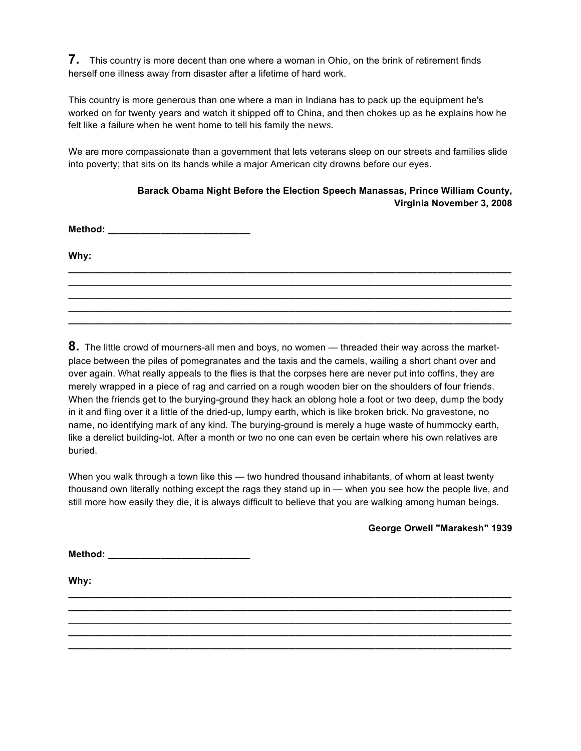**7.** This country is more decent than one where a woman in Ohio, on the brink of retirement finds herself one illness away from disaster after a lifetime of hard work.

This country is more generous than one where a man in Indiana has to pack up the equipment he's worked on for twenty years and watch it shipped off to China, and then chokes up as he explains how he felt like a failure when he went home to tell his family the news.

We are more compassionate than a government that lets veterans sleep on our streets and families slide into poverty; that sits on its hands while a major American city drowns before our eyes.

**Barack Obama Night Before the Election Speech Manassas, Prince William County, Virginia November 3, 2008**

**Method:** ___________________________

**Why:**

_______________________________________________________________________________
_______________________________________________________________________________
_______________________________________________________________________________
_______________________________________________________________________________
_______________________________________________________________________________

**8.** The little crowd of mourners-all men and boys, no women — threaded their way across the market-place between the piles of pomegranates and the taxis and the camels, wailing a short chant over and over again. What really appeals to the flies is that the corpses here are never put into coffins, they are merely wrapped in a piece of rag and carried on a rough wooden bier on the shoulders of four friends. When the friends get to the burying-ground they hack an oblong hole a foot or two deep, dump the body in it and fling over it a little of the dried-up, lumpy earth, which is like broken brick. No gravestone, no name, no identifying mark of any kind. The burying-ground is merely a huge waste of hummocky earth, like a derelict building-lot. After a month or two no one can even be certain where his own relatives are buried.

When you walk through a town like this — two hundred thousand inhabitants, of whom at least twenty thousand own literally nothing except the rags they stand up in — when you see how the people live, and still more how easily they die, it is always difficult to believe that you are walking among human beings.

**George Orwell "Marakesh" 1939**

**Method:** ___________________________

**Why:**

_______________________________________________________________________________
_______________________________________________________________________________
_______________________________________________________________________________
_______________________________________________________________________________
_______________________________________________________________________________